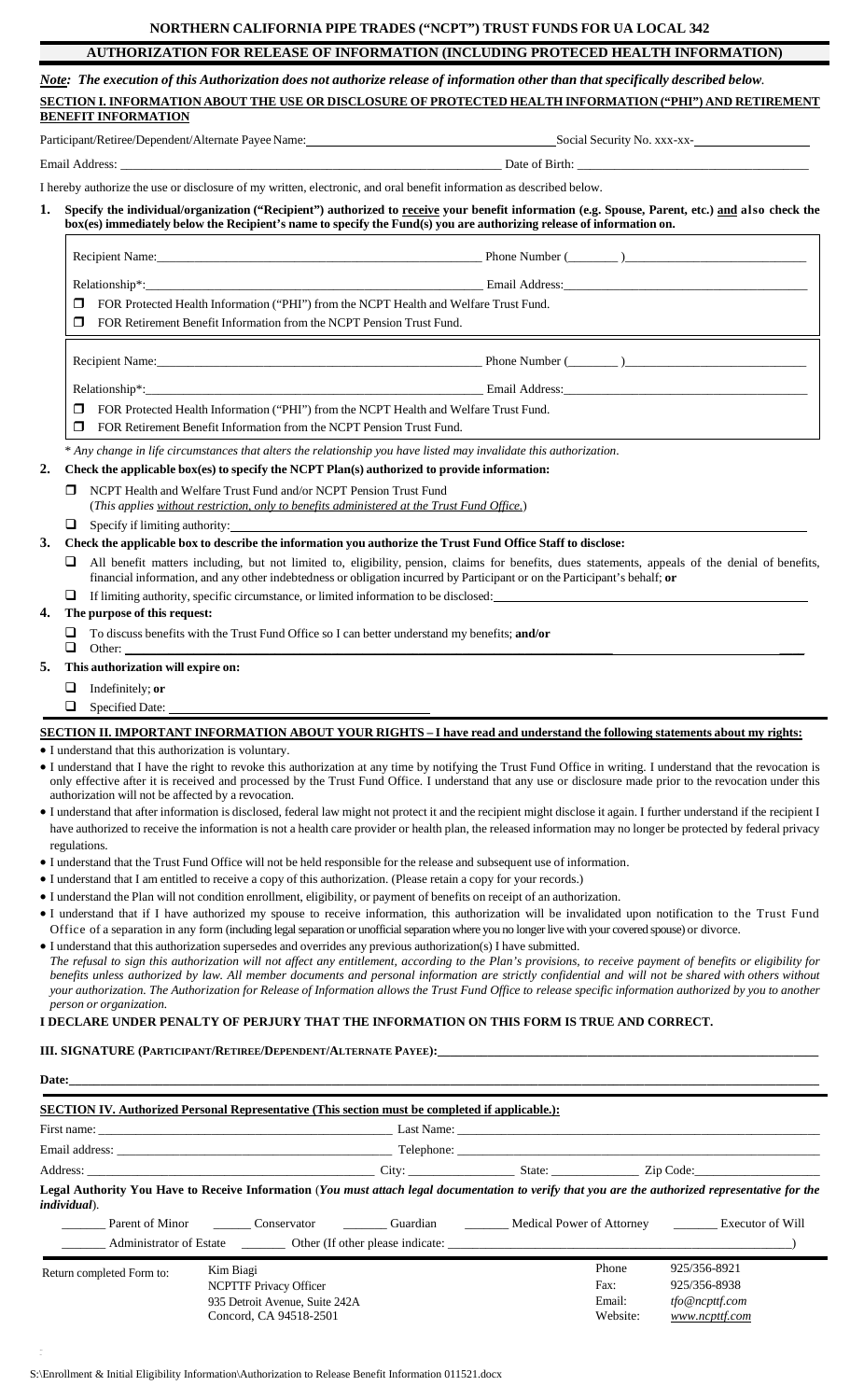# NORTHERN CALIFORNIA PIPE TRADES ("NCPT") TRUST FUNDS FOR UA LOCAL 342

## AUTHORIZATION FOR RELEASE OF INFORMATION (INCLUDING PROTECED HEALTH INFORMATION)

***Note:** The execution of this Authorization does not authorize release of information other than that specifically described below.*

### SECTION I. INFORMATION ABOUT THE USE OR DISCLOSURE OF PROTECTED HEALTH INFORMATION ("PHI") AND RETIREMENT BENEFIT INFORMATION

Participant/Retiree/Dependent/Alternate Payee Name: \_\_\_\_\_\_\_\_\_\_\_\_\_\_\_\_\_\_\_\_ Social Security No. xxx-xx-\_\_\_\_\_\_\_\_

Email Address: \_\_\_\_\_\_\_\_\_\_\_\_\_\_\_\_\_\_\_\_ Date of Birth: \_\_\_\_\_\_\_\_\_\_\_\_\_\_\_\_\_\_\_\_

I hereby authorize the use or disclosure of my written, electronic, and oral benefit information as described below.

**1. Specify the individual/organization ("Recipient") authorized to receive your benefit information (e.g. Spouse, Parent, etc.) and also check the box(es) immediately below the Recipient's name to specify the Fund(s) you are authorizing release of information on.**

Recipient Name: \_\_\_\_\_\_\_\_\_\_\_\_\_\_\_\_\_\_\_\_ Phone Number (\_\_\_\_\_) \_\_\_\_\_\_\_\_\_\_\_\_

Relationship*: \_\_\_\_\_\_\_\_\_\_\_\_\_\_\_\_\_\_\_\_ Email Address: \_\_\_\_\_\_\_\_\_\_\_\_\_\_\_\_\_\_\_\_

- ☐ FOR Protected Health Information ("PHI") from the NCPT Health and Welfare Trust Fund.
- ☐ FOR Retirement Benefit Information from the NCPT Pension Trust Fund.

Recipient Name: \_\_\_\_\_\_\_\_\_\_\_\_\_\_\_\_\_\_\_\_ Phone Number (\_\_\_\_\_) \_\_\_\_\_\_\_\_\_\_\_\_

Relationship*: \_\_\_\_\_\_\_\_\_\_\_\_\_\_\_\_\_\_\_\_ Email Address: \_\_\_\_\_\_\_\_\_\_\_\_\_\_\_\_\_\_\_\_

- ☐ FOR Protected Health Information ("PHI") from the NCPT Health and Welfare Trust Fund.
- ☐ FOR Retirement Benefit Information from the NCPT Pension Trust Fund.

*\* Any change in life circumstances that alters the relationship you have listed may invalidate this authorization.*

**2. Check the applicable box(es) to specify the NCPT Plan(s) authorized to provide information:**

- ☐ NCPT Health and Welfare Trust Fund and/or NCPT Pension Trust Fund
  (*This applies without restriction, only to benefits administered at the Trust Fund Office.*)
- ☐ Specify if limiting authority: \_\_\_\_\_\_\_\_\_\_\_\_\_\_\_\_\_\_\_\_

**3. Check the applicable box to describe the information you authorize the Trust Fund Office Staff to disclose:**

- ☐ All benefit matters including, but not limited to, eligibility, pension, claims for benefits, dues statements, appeals of the denial of benefits, financial information, and any other indebtedness or obligation incurred by Participant or on the Participant's behalf; **or**
- ☐ If limiting authority, specific circumstance, or limited information to be disclosed: \_\_\_\_\_\_\_\_\_\_\_\_\_\_\_\_\_\_\_\_

**4. The purpose of this request:**

- ☐ To discuss benefits with the Trust Fund Office so I can better understand my benefits; **and/or**
- ☐ Other: \_\_\_\_\_\_\_\_\_\_\_\_\_\_\_\_\_\_\_\_

**5. This authorization will expire on:**

- ☐ Indefinitely; **or**
- ☐ Specified Date: \_\_\_\_\_\_\_\_\_\_\_\_\_\_\_\_\_\_\_\_

### SECTION II. IMPORTANT INFORMATION ABOUT YOUR RIGHTS – I have read and understand the following statements about my rights:

- I understand that this authorization is voluntary.
- I understand that I have the right to revoke this authorization at any time by notifying the Trust Fund Office in writing. I understand that the revocation is only effective after it is received and processed by the Trust Fund Office. I understand that any use or disclosure made prior to the revocation under this authorization will not be affected by a revocation.
- I understand that after information is disclosed, federal law might not protect it and the recipient might disclose it again. I further understand if the recipient I have authorized to receive the information is not a health care provider or health plan, the released information may no longer be protected by federal privacy regulations.
- I understand that the Trust Fund Office will not be held responsible for the release and subsequent use of information.
- I understand that I am entitled to receive a copy of this authorization. (Please retain a copy for your records.)
- I understand the Plan will not condition enrollment, eligibility, or payment of benefits on receipt of an authorization.
- I understand that if I have authorized my spouse to receive information, this authorization will be invalidated upon notification to the Trust Fund Office of a separation in any form (including legal separation or unofficial separation where you no longer live with your covered spouse) or divorce.
- I understand that this authorization supersedes and overrides any previous authorization(s) I have submitted.

*The refusal to sign this authorization will not affect any entitlement, according to the Plan's provisions, to receive payment of benefits or eligibility for benefits unless authorized by law. All member documents and personal information are strictly confidential and will not be shared with others without your authorization. The Authorization for Release of Information allows the Trust Fund Office to release specific information authorized by you to another person or organization.*

**I DECLARE UNDER PENALTY OF PERJURY THAT THE INFORMATION ON THIS FORM IS TRUE AND CORRECT.**

**III. SIGNATURE (PARTICIPANT/RETIREE/DEPENDENT/ALTERNATE PAYEE):** \_\_\_\_\_\_\_\_\_\_\_\_\_\_\_\_\_\_\_\_

**Date:** \_\_\_\_\_\_\_\_\_\_\_\_\_\_\_\_\_\_\_\_

### SECTION IV. Authorized Personal Representative (This section must be completed if applicable.):

First name: \_\_\_\_\_\_\_\_\_\_\_\_\_\_\_\_\_\_\_\_ Last Name: \_\_\_\_\_\_\_\_\_\_\_\_\_\_\_\_\_\_\_\_

Email address: \_\_\_\_\_\_\_\_\_\_\_\_\_\_\_\_\_\_\_\_ Telephone: \_\_\_\_\_\_\_\_\_\_\_\_\_\_\_\_\_\_\_\_

Address: \_\_\_\_\_\_\_\_\_\_\_\_\_\_\_\_\_\_\_\_ City: \_\_\_\_\_\_\_\_\_\_ State: \_\_\_\_\_\_\_\_\_\_ Zip Code: \_\_\_\_\_\_\_\_\_\_

**Legal Authority You Have to Receive Information** (*You must attach legal documentation to verify that you are the authorized representative for the individual*).

\_\_\_\_\_\_ Parent of Minor \_\_\_\_\_\_ Conservator \_\_\_\_\_\_ Guardian \_\_\_\_\_\_ Medical Power of Attorney \_\_\_\_\_\_ Executor of Will

\_\_\_\_\_\_ Administrator of Estate \_\_\_\_\_\_ Other (If other please indicate: \_\_\_\_\_\_\_\_\_\_\_\_\_\_\_\_\_\_\_\_)

| Return completed Form to: | Kim Biagi<br>NCPTTF Privacy Officer<br>935 Detroit Avenue, Suite 242A<br>Concord, CA 94518-2501 | Phone<br>Fax:<br>Email:<br>Website: | 925/356-8921<br>925/356-8938<br>*tfo@ncpttf.com*<br>*www.ncpttf.com* |
|---|---|---|---|

S:\Enrollment & Initial Eligibility Information\Authorization to Release Benefit Information 011521.docx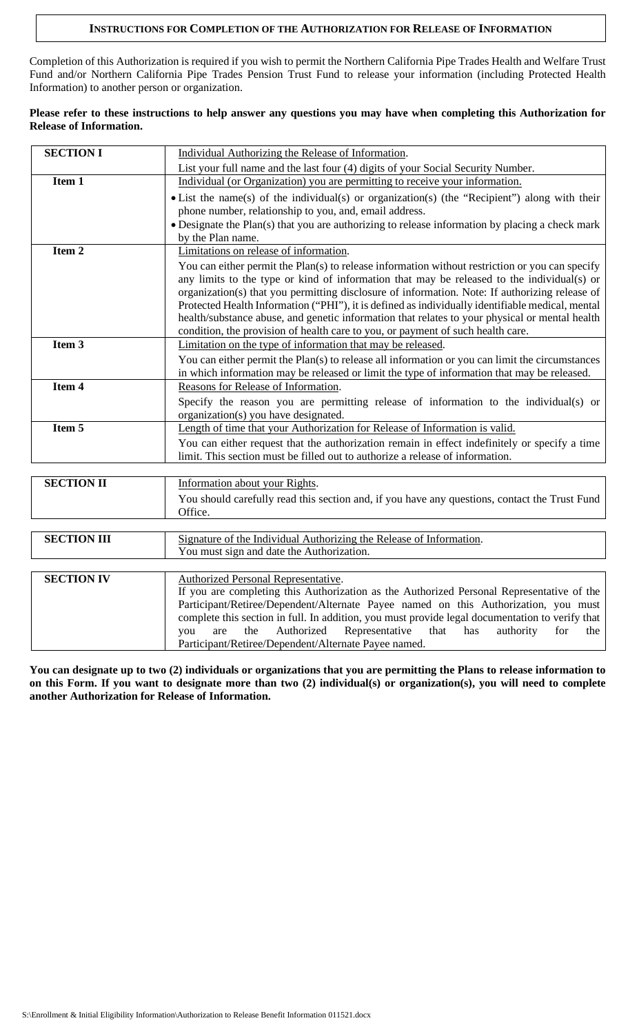# Instructions for Completion of the Authorization for Release of Information

Completion of this Authorization is required if you wish to permit the Northern California Pipe Trades Health and Welfare Trust Fund and/or Northern California Pipe Trades Pension Trust Fund to release your information (including Protected Health Information) to another person or organization.

**Please refer to these instructions to help answer any questions you may have when completing this Authorization for Release of Information.**

| | |
|---|---|
| **SECTION I** | Individual Authorizing the Release of Information.<br>List your full name and the last four (4) digits of your Social Security Number. |
| **Item 1** | Individual (or Organization) you are permitting to receive your information.<br>• List the name(s) of the individual(s) or organization(s) (the "Recipient") along with their phone number, relationship to you, and, email address.<br>• Designate the Plan(s) that you are authorizing to release information by placing a check mark by the Plan name. |
| **Item 2** | Limitations on release of information.<br>You can either permit the Plan(s) to release information without restriction or you can specify any limits to the type or kind of information that may be released to the individual(s) or organization(s) that you permitting disclosure of information. Note: If authorizing release of Protected Health Information ("PHI"), it is defined as individually identifiable medical, mental health/substance abuse, and genetic information that relates to your physical or mental health condition, the provision of health care to you, or payment of such health care. |
| **Item 3** | Limitation on the type of information that may be released.<br>You can either permit the Plan(s) to release all information or you can limit the circumstances in which information may be released or limit the type of information that may be released. |
| **Item 4** | Reasons for Release of Information.<br>Specify the reason you are permitting release of information to the individual(s) or organization(s) you have designated. |
| **Item 5** | Length of time that your Authorization for Release of Information is valid.<br>You can either request that the authorization remain in effect indefinitely or specify a time limit. This section must be filled out to authorize a release of information. |

| | |
|---|---|
| **SECTION II** | Information about your Rights.<br>You should carefully read this section and, if you have any questions, contact the Trust Fund Office. |

| | |
|---|---|
| **SECTION III** | Signature of the Individual Authorizing the Release of Information.<br>You must sign and date the Authorization. |

| | |
|---|---|
| **SECTION IV** | Authorized Personal Representative.<br>If you are completing this Authorization as the Authorized Personal Representative of the Participant/Retiree/Dependent/Alternate Payee named on this Authorization, you must complete this section in full. In addition, you must provide legal documentation to verify that you are the Authorized Representative that has authority for the Participant/Retiree/Dependent/Alternate Payee named. |

**You can designate up to two (2) individuals or organizations that you are permitting the Plans to release information to on this Form. If you want to designate more than two (2) individual(s) or organization(s), you will need to complete another Authorization for Release of Information.**

S:\Enrollment & Initial Eligibility Information\Authorization to Release Benefit Information 011521.docx